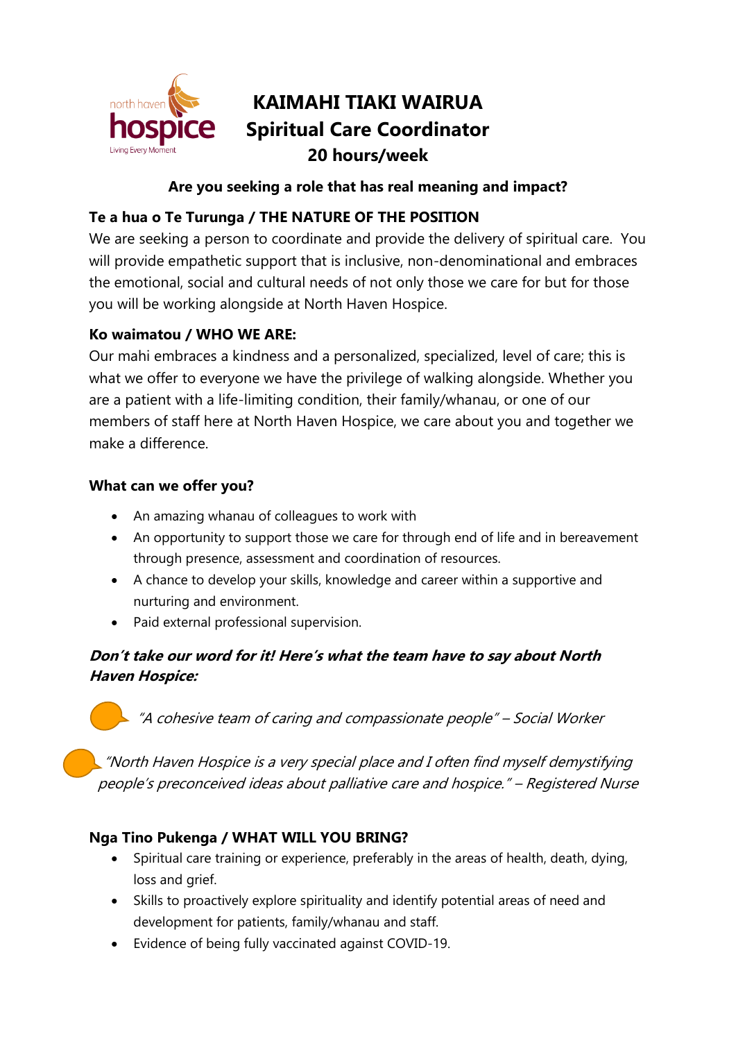north haven hospice
Living Every Moment

# KAIMAHI TIAKI WAIRUA
# Spiritual Care Coordinator
## 20 hours/week

**Are you seeking a role that has real meaning and impact?**

### Te a hua o Te Turunga / THE NATURE OF THE POSITION

We are seeking a person to coordinate and provide the delivery of spiritual care. You will provide empathetic support that is inclusive, non-denominational and embraces the emotional, social and cultural needs of not only those we care for but for those you will be working alongside at North Haven Hospice.

### Ko waimatou / WHO WE ARE:

Our mahi embraces a kindness and a personalized, specialized, level of care; this is what we offer to everyone we have the privilege of walking alongside. Whether you are a patient with a life-limiting condition, their family/whanau, or one of our members of staff here at North Haven Hospice, we care about you and together we make a difference.

### What can we offer you?

- An amazing whanau of colleagues to work with
- An opportunity to support those we care for through end of life and in bereavement through presence, assessment and coordination of resources.
- A chance to develop your skills, knowledge and career within a supportive and nurturing and environment.
- Paid external professional supervision.

***Don't take our word for it! Here's what the team have to say about North Haven Hospice:***

*"A cohesive team of caring and compassionate people" – Social Worker*

*"North Haven Hospice is a very special place and I often find myself demystifying people's preconceived ideas about palliative care and hospice." – Registered Nurse*

### Nga Tino Pukenga / WHAT WILL YOU BRING?

- Spiritual care training or experience, preferably in the areas of health, death, dying, loss and grief.
- Skills to proactively explore spirituality and identify potential areas of need and development for patients, family/whanau and staff.
- Evidence of being fully vaccinated against COVID-19.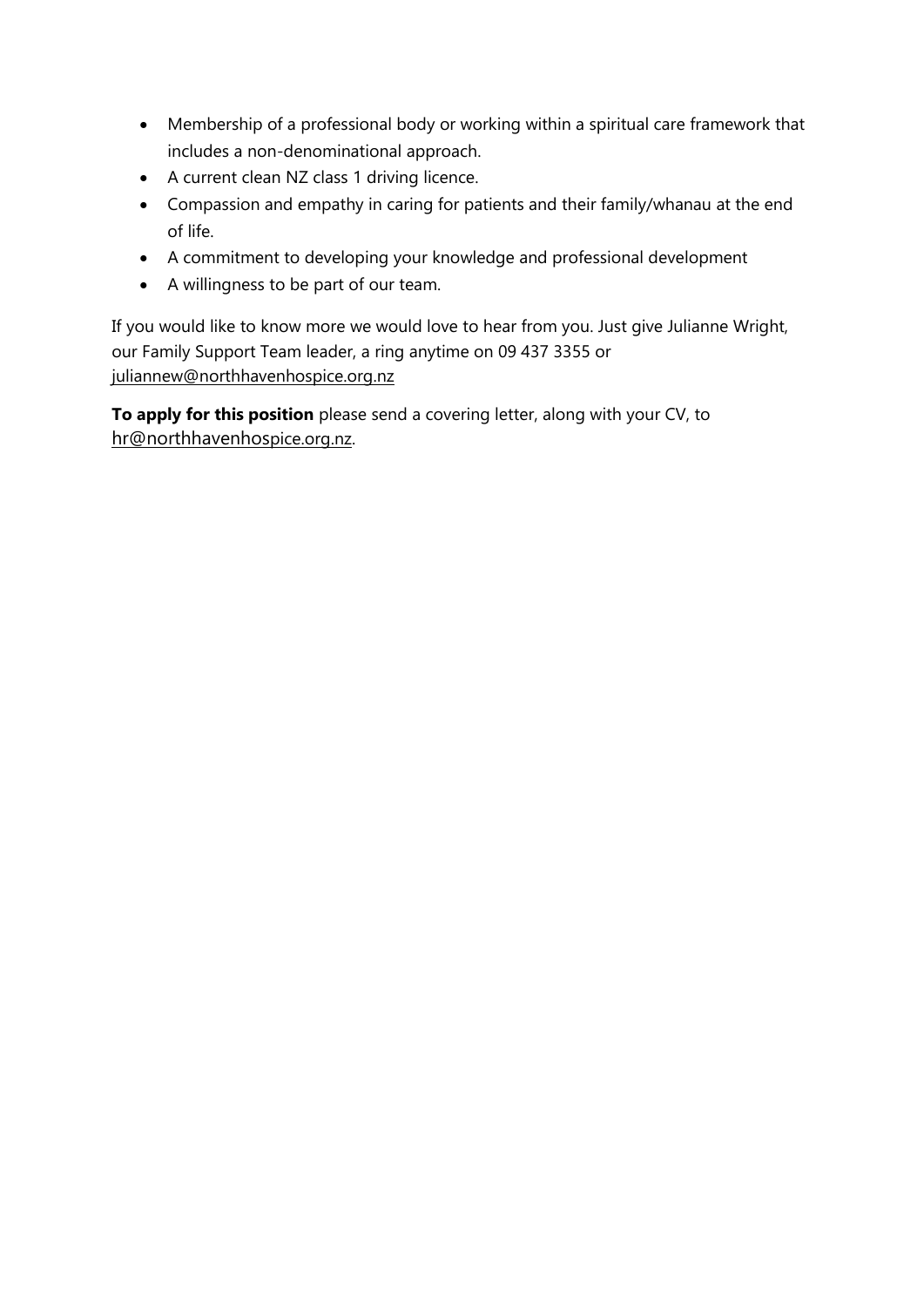- Membership of a professional body or working within a spiritual care framework that includes a non-denominational approach.
- A current clean NZ class 1 driving licence.
- Compassion and empathy in caring for patients and their family/whanau at the end of life.
- A commitment to developing your knowledge and professional development
- A willingness to be part of our team.

If you would like to know more we would love to hear from you. Just give Julianne Wright, our Family Support Team leader, a ring anytime on 09 437 3355 or juliannew@northhavenhospice.org.nz

**To apply for this position** please send a covering letter, along with your CV, to hr@northhavenhospice.org.nz.